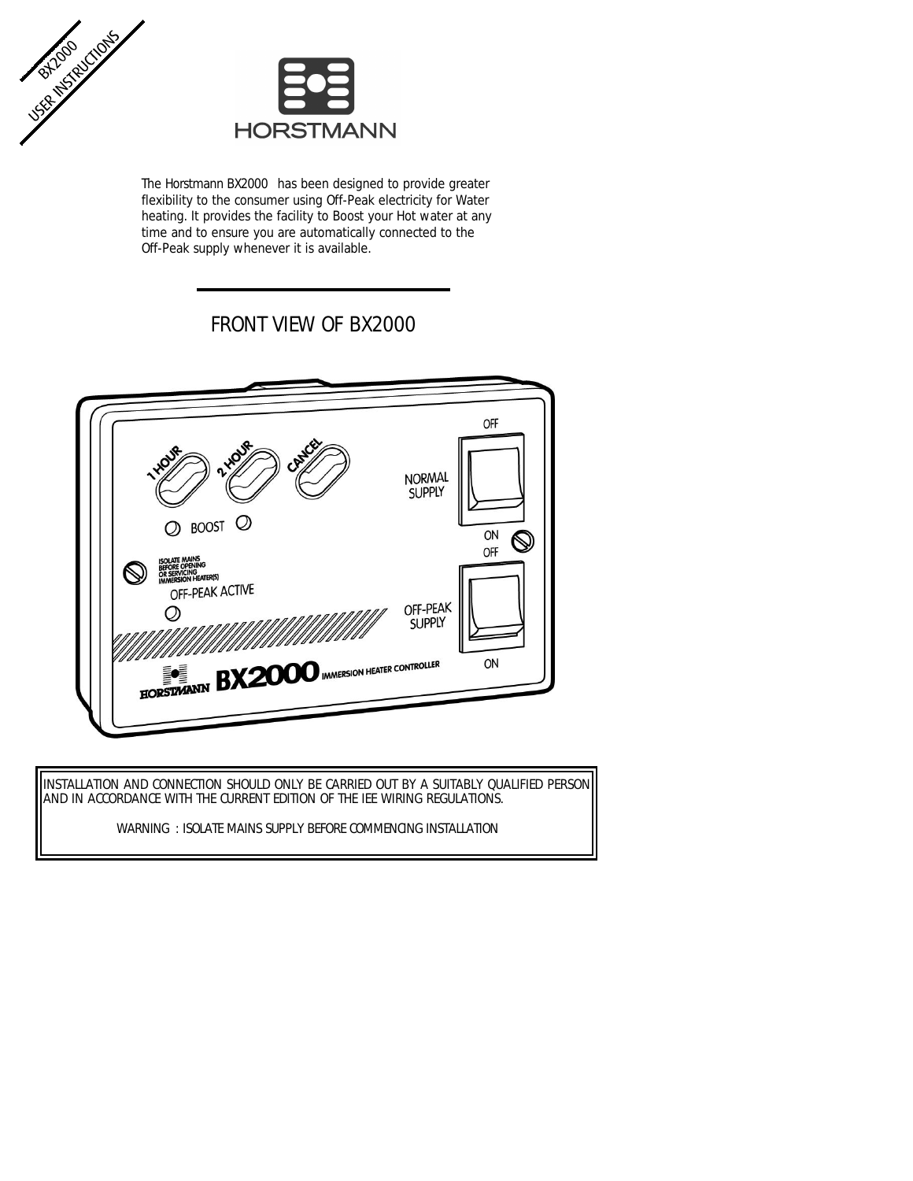BX2000

USER INSTRUCTIONS

HORSTMANN

The Horstmann BX2000 has been designed to provide greater flexibility to the consumer using Off-Peak electricity for Water heating. It provides the facility to Boost your Hot water at any time and to ensure you are automatically connected to the Off-Peak supply whenever it is available.

---

## FRONT VIEW OF BX2000

1 HOUR

2 HOUR

CANCEL

BOOST

NORMAL SUPPLY

OFF

ON

ISOLATE MAINS BEFORE OPENING OR SERVICING IMMERSION HEATER(S)

OFF-PEAK ACTIVE

OFF-PEAK SUPPLY

OFF

ON

HORSTMANN BX2000 IMMERSION HEATER CONTROLLER

INSTALLATION AND CONNECTION SHOULD ONLY BE CARRIED OUT BY A SUITABLY QUALIFIED PERSON AND IN ACCORDANCE WITH THE CURRENT EDITION OF THE IEE WIRING REGULATIONS.

WARNING : ISOLATE MAINS SUPPLY BEFORE COMMENCING INSTALLATION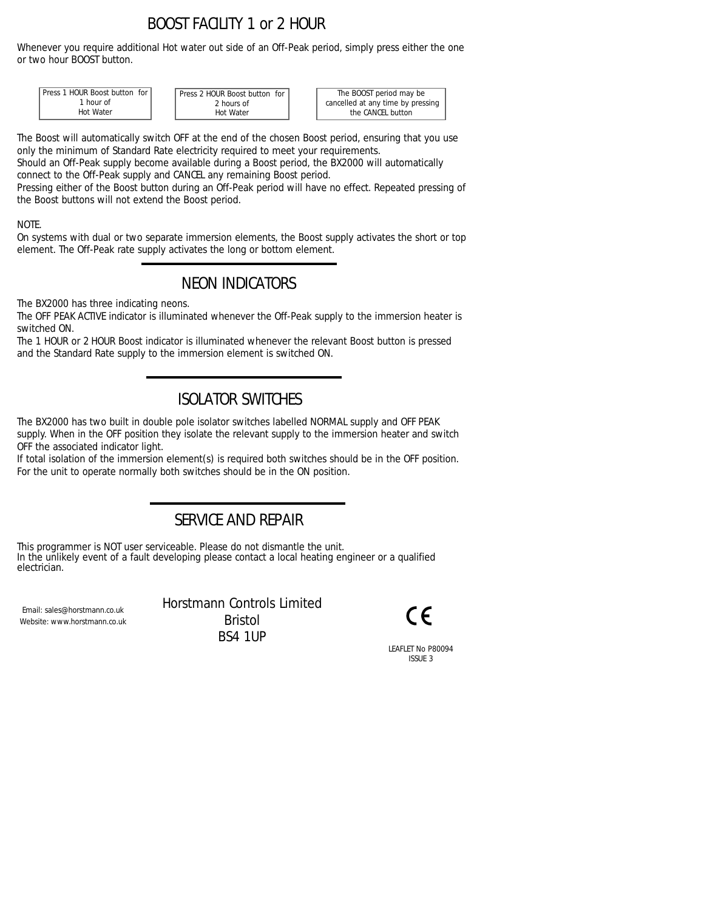# BOOST FACILITY 1 or 2 HOUR

Whenever you require additional Hot water out side of an Off-Peak period, simply press either the one or two hour BOOST button.

| | | |
|---|---|---|
| Press 1 HOUR Boost button for 1 hour of Hot Water | Press 2 HOUR Boost button for 2 hours of Hot Water | The BOOST period may be cancelled at any time by pressing the CANCEL button |

The Boost will automatically switch OFF at the end of the chosen Boost period, ensuring that you use only the minimum of Standard Rate electricity required to meet your requirements.
Should an Off-Peak supply become available during a Boost period, the BX2000 will automatically connect to the Off-Peak supply and CANCEL any remaining Boost period.
Pressing either of the Boost button during an Off-Peak period will have no effect. Repeated pressing of the Boost buttons will not extend the Boost period.

NOTE.
On systems with dual or two separate immersion elements, the Boost supply activates the short or top element. The Off-Peak rate supply activates the long or bottom element.

# NEON INDICATORS

The BX2000 has three indicating neons.
The OFF PEAK ACTIVE indicator is illuminated whenever the Off-Peak supply to the immersion heater is switched ON.
The 1 HOUR or 2 HOUR Boost indicator is illuminated whenever the relevant Boost button is pressed and the Standard Rate supply to the immersion element is switched ON.

# ISOLATOR SWITCHES

The BX2000 has two built in double pole isolator switches labelled NORMAL supply and OFF PEAK supply. When in the OFF position they isolate the relevant supply to the immersion heater and switch OFF the associated indicator light.
If total isolation of the immersion element(s) is required both switches should be in the OFF position.
For the unit to operate normally both switches should be in the ON position.

# SERVICE AND REPAIR

This programmer is NOT user serviceable. Please do not dismantle the unit.
In the unlikely event of a fault developing please contact a local heating engineer or a qualified electrician.

Email: sales@horstmann.co.uk
Website: www.horstmann.co.uk

Horstmann Controls Limited
Bristol
BS4 1UP

CE

LEAFLET No P80094
ISSUE 3